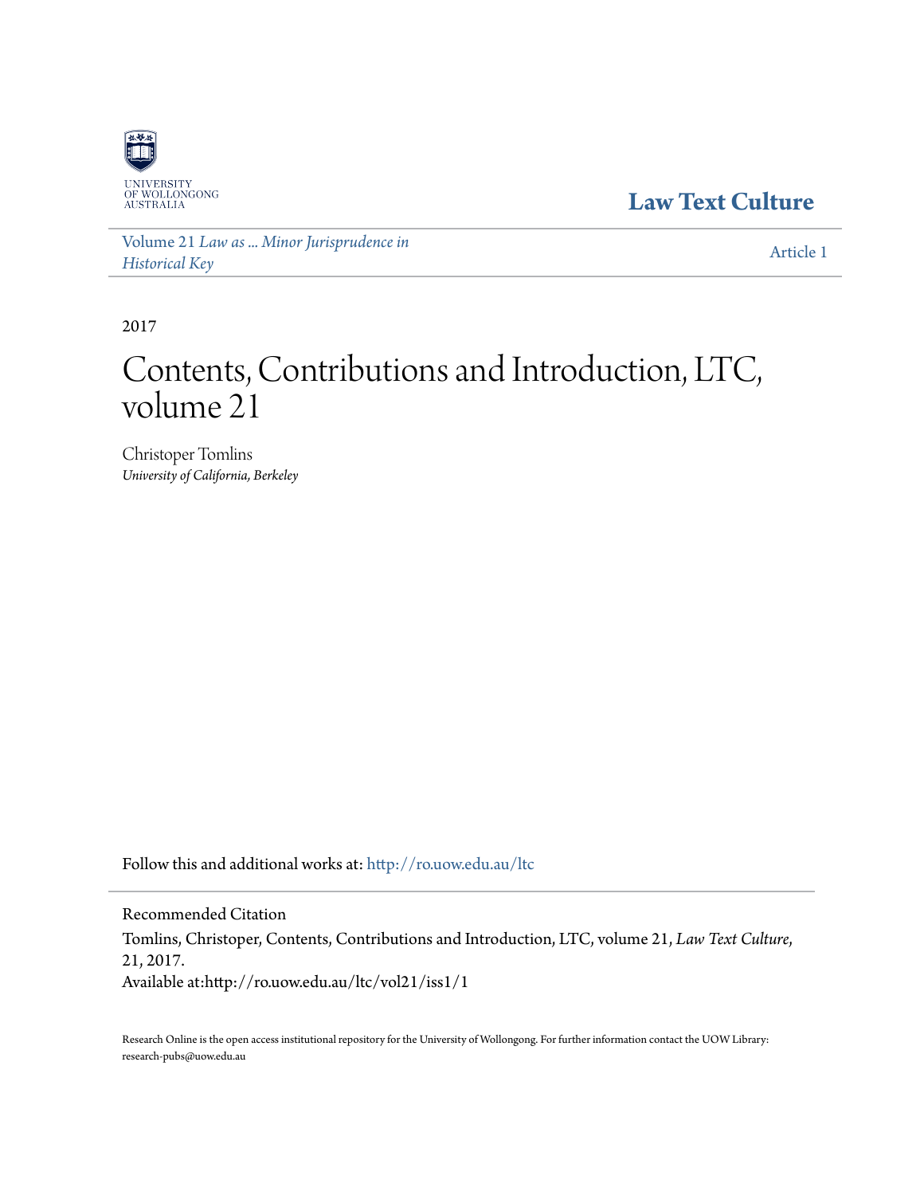UNIVERSITY OF WOLLONGONG AUSTRALIA

**Law Text Culture**

Volume 21 *Law as ... Minor Jurisprudence in Historical Key*

Article 1

2017

# Contents, Contributions and Introduction, LTC, volume 21

Christoper Tomlins
*University of California, Berkeley*

Follow this and additional works at: http://ro.uow.edu.au/ltc

Recommended Citation

Tomlins, Christoper, Contents, Contributions and Introduction, LTC, volume 21, *Law Text Culture*, 21, 2017.
Available at:http://ro.uow.edu.au/ltc/vol21/iss1/1

Research Online is the open access institutional repository for the University of Wollongong. For further information contact the UOW Library: research-pubs@uow.edu.au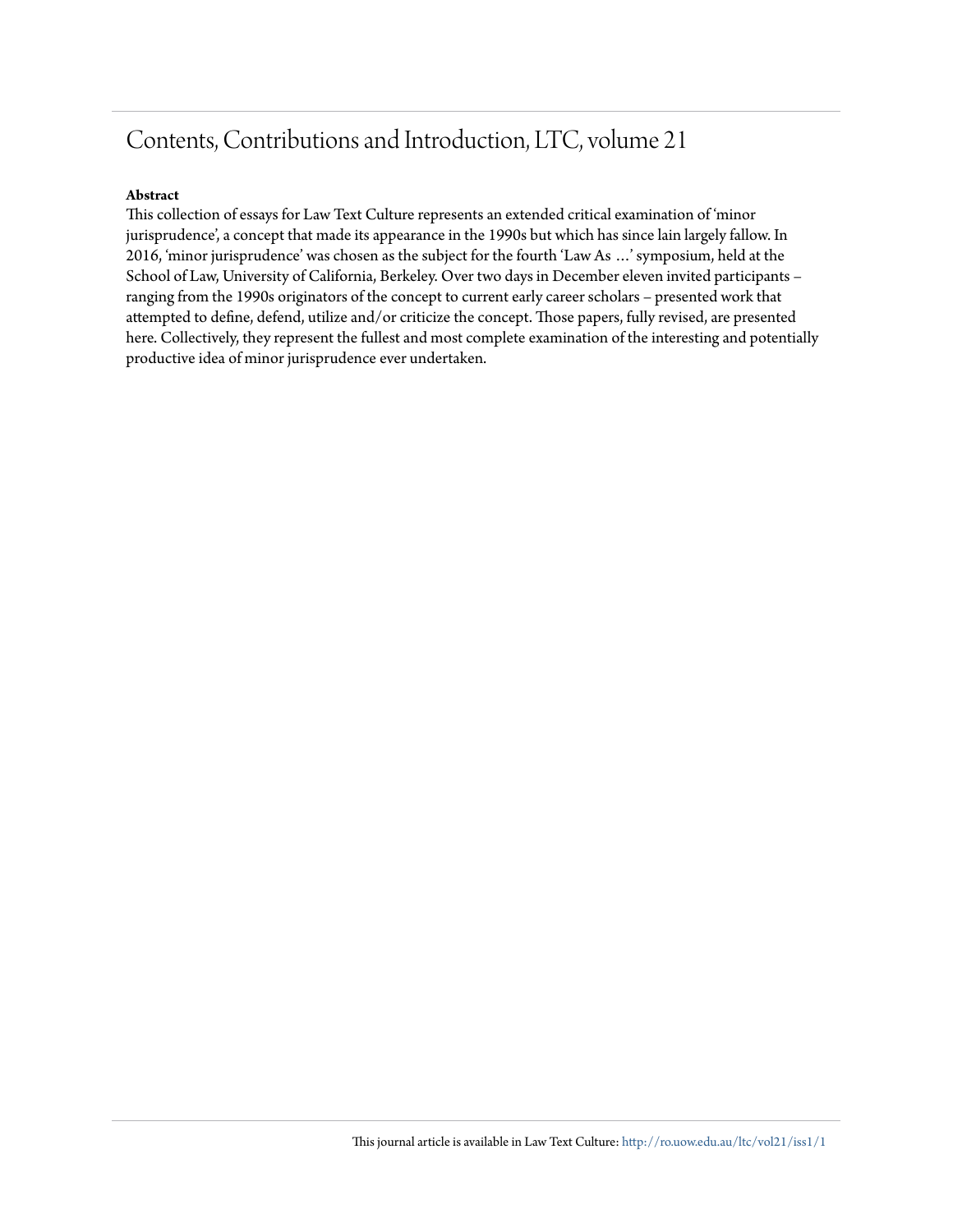# Contents, Contributions and Introduction, LTC, volume 21

**Abstract**

This collection of essays for Law Text Culture represents an extended critical examination of 'minor jurisprudence', a concept that made its appearance in the 1990s but which has since lain largely fallow. In 2016, 'minor jurisprudence' was chosen as the subject for the fourth 'Law As …' symposium, held at the School of Law, University of California, Berkeley. Over two days in December eleven invited participants – ranging from the 1990s originators of the concept to current early career scholars – presented work that attempted to define, defend, utilize and/or criticize the concept. Those papers, fully revised, are presented here. Collectively, they represent the fullest and most complete examination of the interesting and potentially productive idea of minor jurisprudence ever undertaken.

This journal article is available in Law Text Culture: http://ro.uow.edu.au/ltc/vol21/iss1/1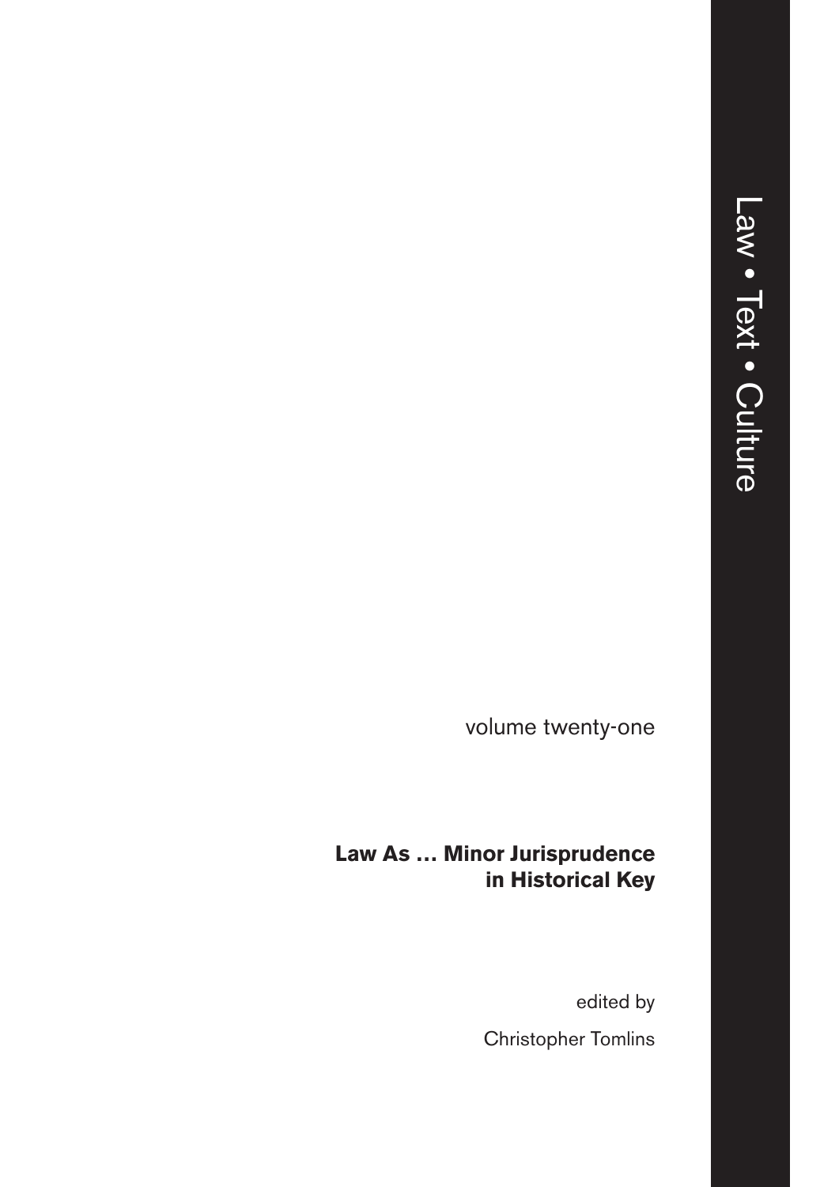Law • Text • Culture

volume twenty-one

**Law As … Minor Jurisprudence in Historical Key**

edited by

Christopher Tomlins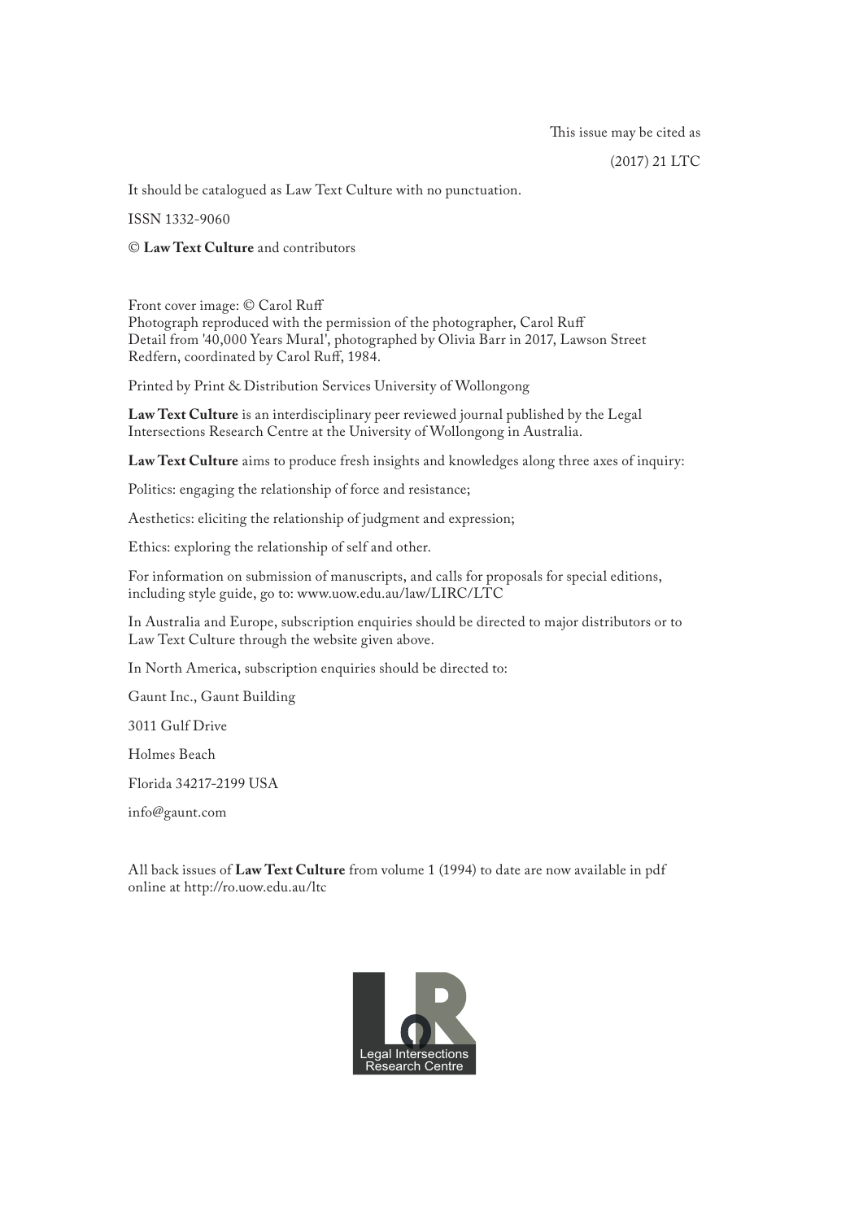This issue may be cited as

(2017) 21 LTC

It should be catalogued as Law Text Culture with no punctuation.

ISSN 1332-9060

© **Law Text Culture** and contributors

Front cover image: © Carol Ruff
Photograph reproduced with the permission of the photographer, Carol Ruff
Detail from '40,000 Years Mural', photographed by Olivia Barr in 2017, Lawson Street Redfern, coordinated by Carol Ruff, 1984.

Printed by Print & Distribution Services University of Wollongong

**Law Text Culture** is an interdisciplinary peer reviewed journal published by the Legal Intersections Research Centre at the University of Wollongong in Australia.

**Law Text Culture** aims to produce fresh insights and knowledges along three axes of inquiry:

Politics: engaging the relationship of force and resistance;

Aesthetics: eliciting the relationship of judgment and expression;

Ethics: exploring the relationship of self and other.

For information on submission of manuscripts, and calls for proposals for special editions, including style guide, go to: www.uow.edu.au/law/LIRC/LTC

In Australia and Europe, subscription enquiries should be directed to major distributors or to Law Text Culture through the website given above.

In North America, subscription enquiries should be directed to:

Gaunt Inc., Gaunt Building

3011 Gulf Drive

Holmes Beach

Florida 34217-2199 USA

info@gaunt.com

All back issues of **Law Text Culture** from volume 1 (1994) to date are now available in pdf online at http://ro.uow.edu.au/ltc

Legal Intersections Research Centre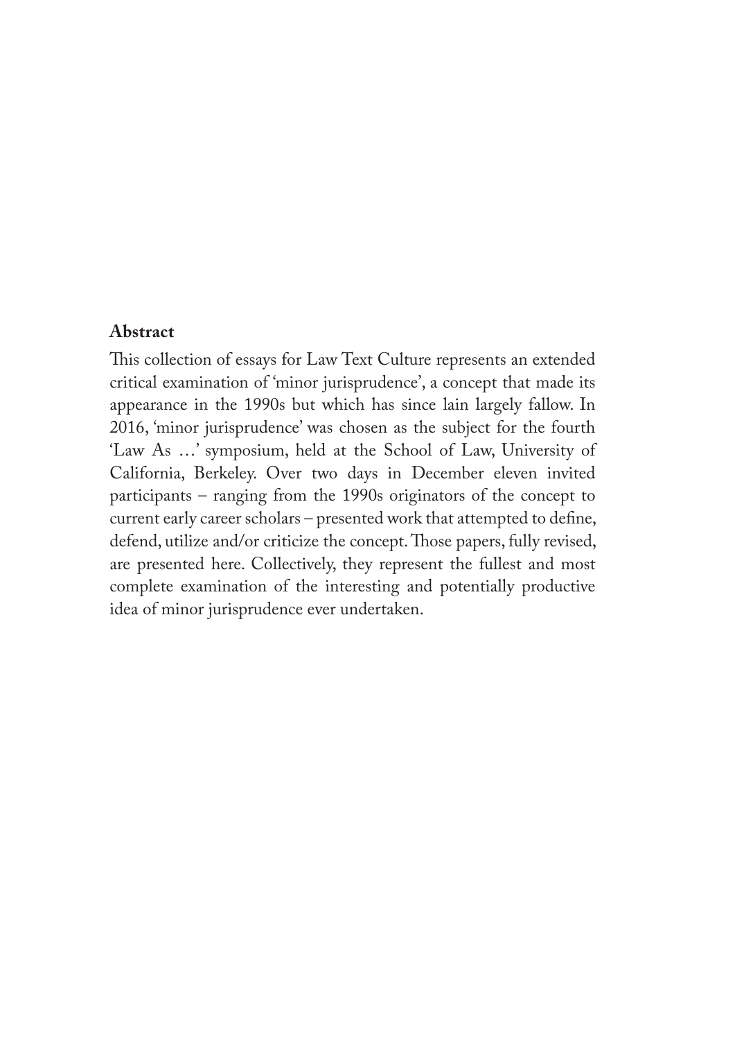**Abstract**

This collection of essays for Law Text Culture represents an extended critical examination of 'minor jurisprudence', a concept that made its appearance in the 1990s but which has since lain largely fallow. In 2016, 'minor jurisprudence' was chosen as the subject for the fourth 'Law As …' symposium, held at the School of Law, University of California, Berkeley. Over two days in December eleven invited participants – ranging from the 1990s originators of the concept to current early career scholars – presented work that attempted to define, defend, utilize and/or criticize the concept. Those papers, fully revised, are presented here. Collectively, they represent the fullest and most complete examination of the interesting and potentially productive idea of minor jurisprudence ever undertaken.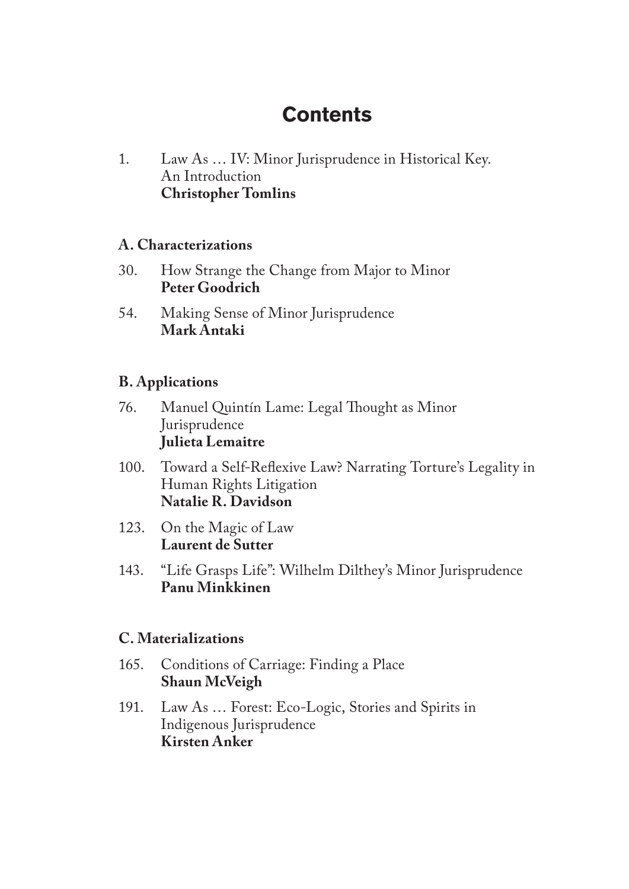# Contents

1. Law As … IV: Minor Jurisprudence in Historical Key. An Introduction
**Christopher Tomlins**

## A. Characterizations

30. How Strange the Change from Major to Minor
**Peter Goodrich**

54. Making Sense of Minor Jurisprudence
**Mark Antaki**

## B. Applications

76. Manuel Quintín Lame: Legal Thought as Minor Jurisprudence
**Julieta Lemaitre**

100. Toward a Self-Reflexive Law? Narrating Torture's Legality in Human Rights Litigation
**Natalie R. Davidson**

123. On the Magic of Law
**Laurent de Sutter**

143. "Life Grasps Life": Wilhelm Dilthey's Minor Jurisprudence
**Panu Minkkinen**

## C. Materializations

165. Conditions of Carriage: Finding a Place
**Shaun McVeigh**

191. Law As … Forest: Eco-Logic, Stories and Spirits in Indigenous Jurisprudence
**Kirsten Anker**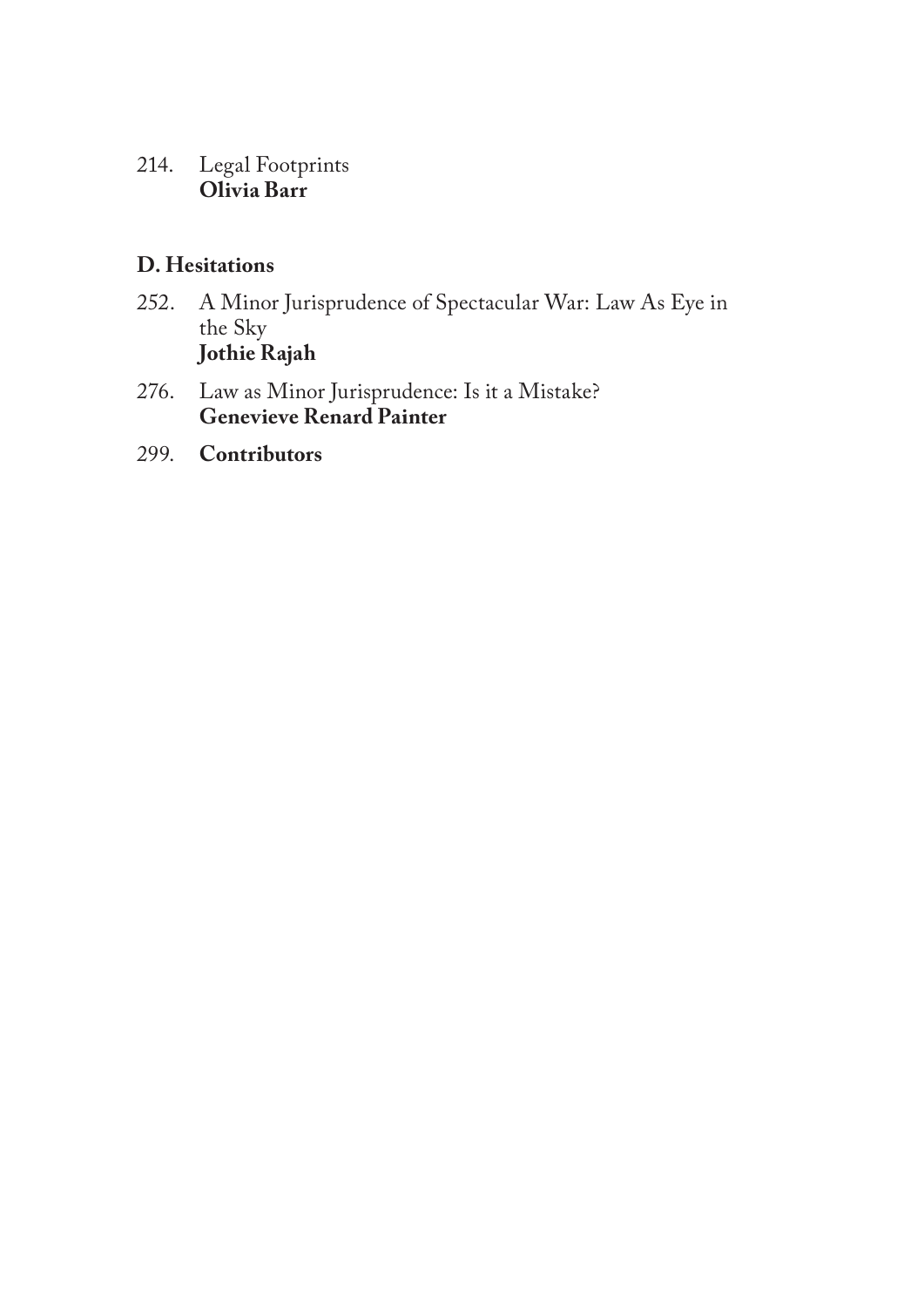214. Legal Footprints
**Olivia Barr**

## D. Hesitations

252. A Minor Jurisprudence of Spectacular War: Law As Eye in the Sky
**Jothie Rajah**

276. Law as Minor Jurisprudence: Is it a Mistake?
**Genevieve Renard Painter**

299. **Contributors**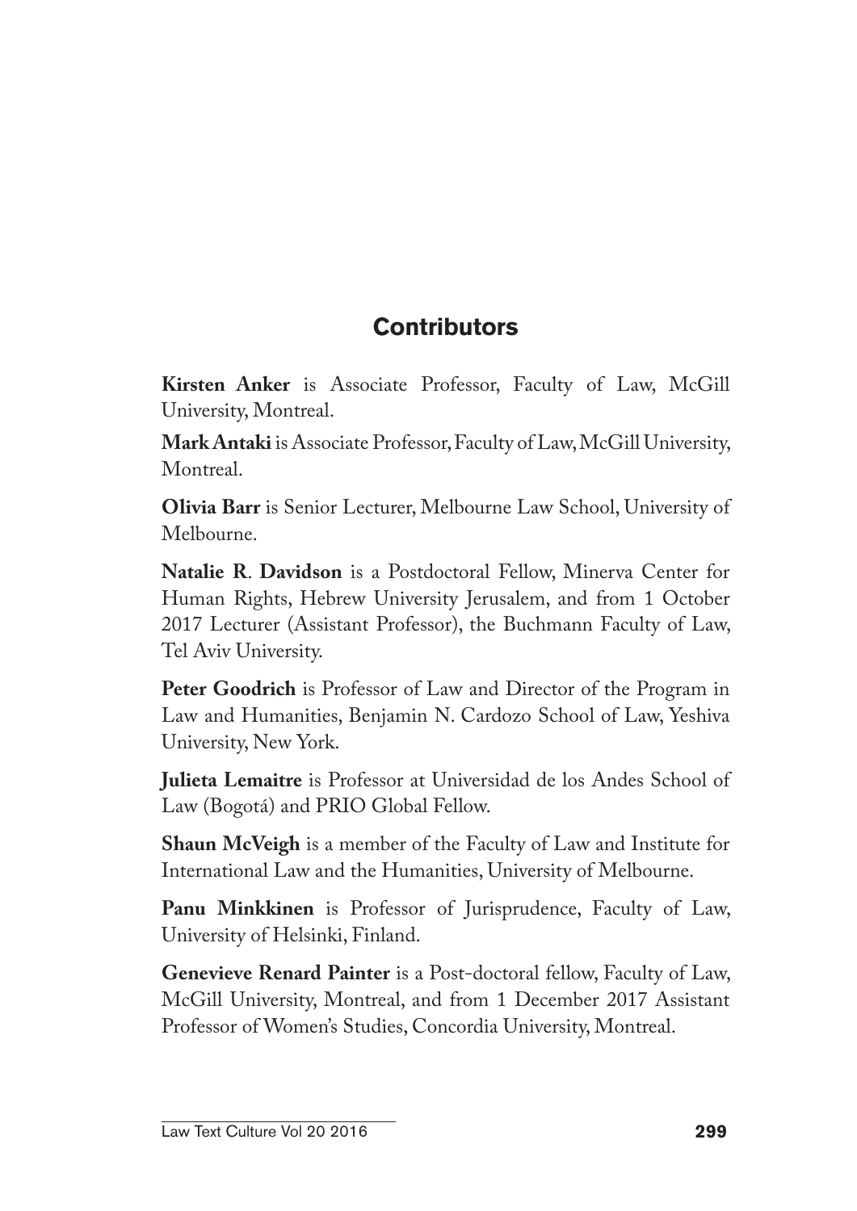## Contributors

**Kirsten Anker** is Associate Professor, Faculty of Law, McGill University, Montreal.

**Mark Antaki** is Associate Professor, Faculty of Law, McGill University, Montreal.

**Olivia Barr** is Senior Lecturer, Melbourne Law School, University of Melbourne.

**Natalie R. Davidson** is a Postdoctoral Fellow, Minerva Center for Human Rights, Hebrew University Jerusalem, and from 1 October 2017 Lecturer (Assistant Professor), the Buchmann Faculty of Law, Tel Aviv University.

**Peter Goodrich** is Professor of Law and Director of the Program in Law and Humanities, Benjamin N. Cardozo School of Law, Yeshiva University, New York.

**Julieta Lemaitre** is Professor at Universidad de los Andes School of Law (Bogotá) and PRIO Global Fellow.

**Shaun McVeigh** is a member of the Faculty of Law and Institute for International Law and the Humanities, University of Melbourne.

**Panu Minkkinen** is Professor of Jurisprudence, Faculty of Law, University of Helsinki, Finland.

**Genevieve Renard Painter** is a Post-doctoral fellow, Faculty of Law, McGill University, Montreal, and from 1 December 2017 Assistant Professor of Women's Studies, Concordia University, Montreal.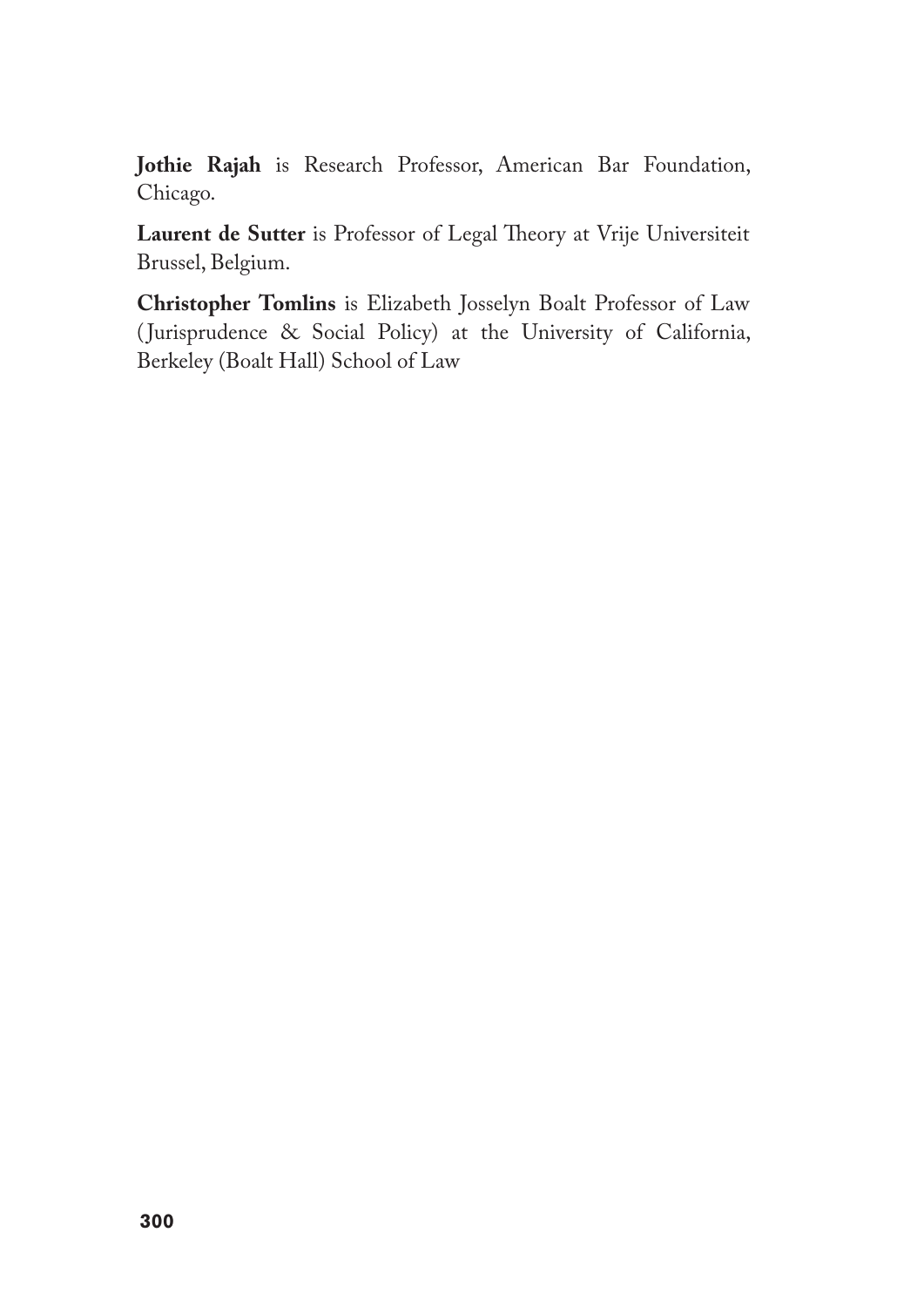**Jothie Rajah** is Research Professor, American Bar Foundation, Chicago.

**Laurent de Sutter** is Professor of Legal Theory at Vrije Universiteit Brussel, Belgium.

**Christopher Tomlins** is Elizabeth Josselyn Boalt Professor of Law (Jurisprudence & Social Policy) at the University of California, Berkeley (Boalt Hall) School of Law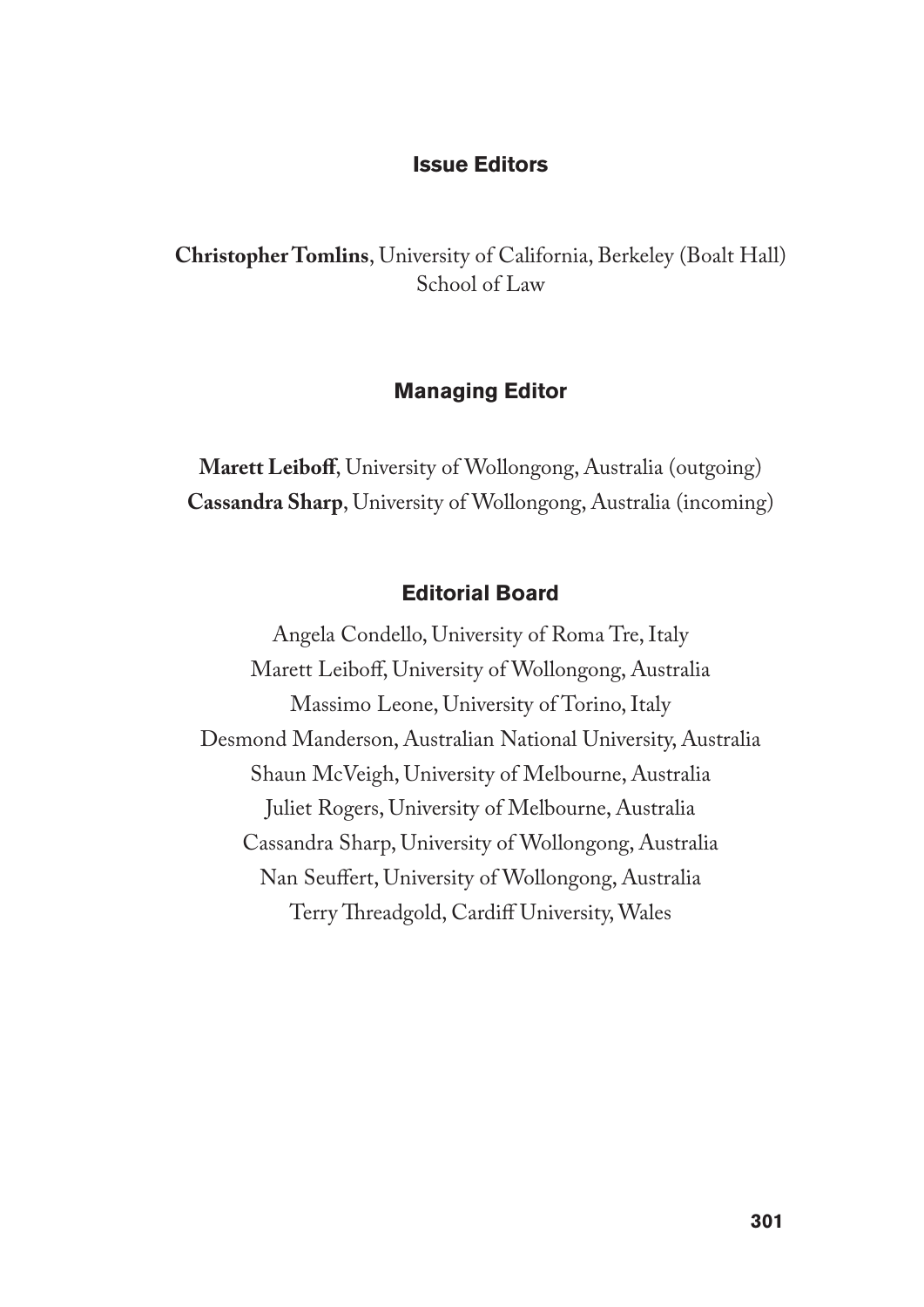## Issue Editors

**Christopher Tomlins**, University of California, Berkeley (Boalt Hall) School of Law

## Managing Editor

**Marett Leiboff**, University of Wollongong, Australia (outgoing)
**Cassandra Sharp**, University of Wollongong, Australia (incoming)

## Editorial Board

Angela Condello, University of Roma Tre, Italy
Marett Leiboff, University of Wollongong, Australia
Massimo Leone, University of Torino, Italy
Desmond Manderson, Australian National University, Australia
Shaun McVeigh, University of Melbourne, Australia
Juliet Rogers, University of Melbourne, Australia
Cassandra Sharp, University of Wollongong, Australia
Nan Seuffert, University of Wollongong, Australia
Terry Threadgold, Cardiff University, Wales